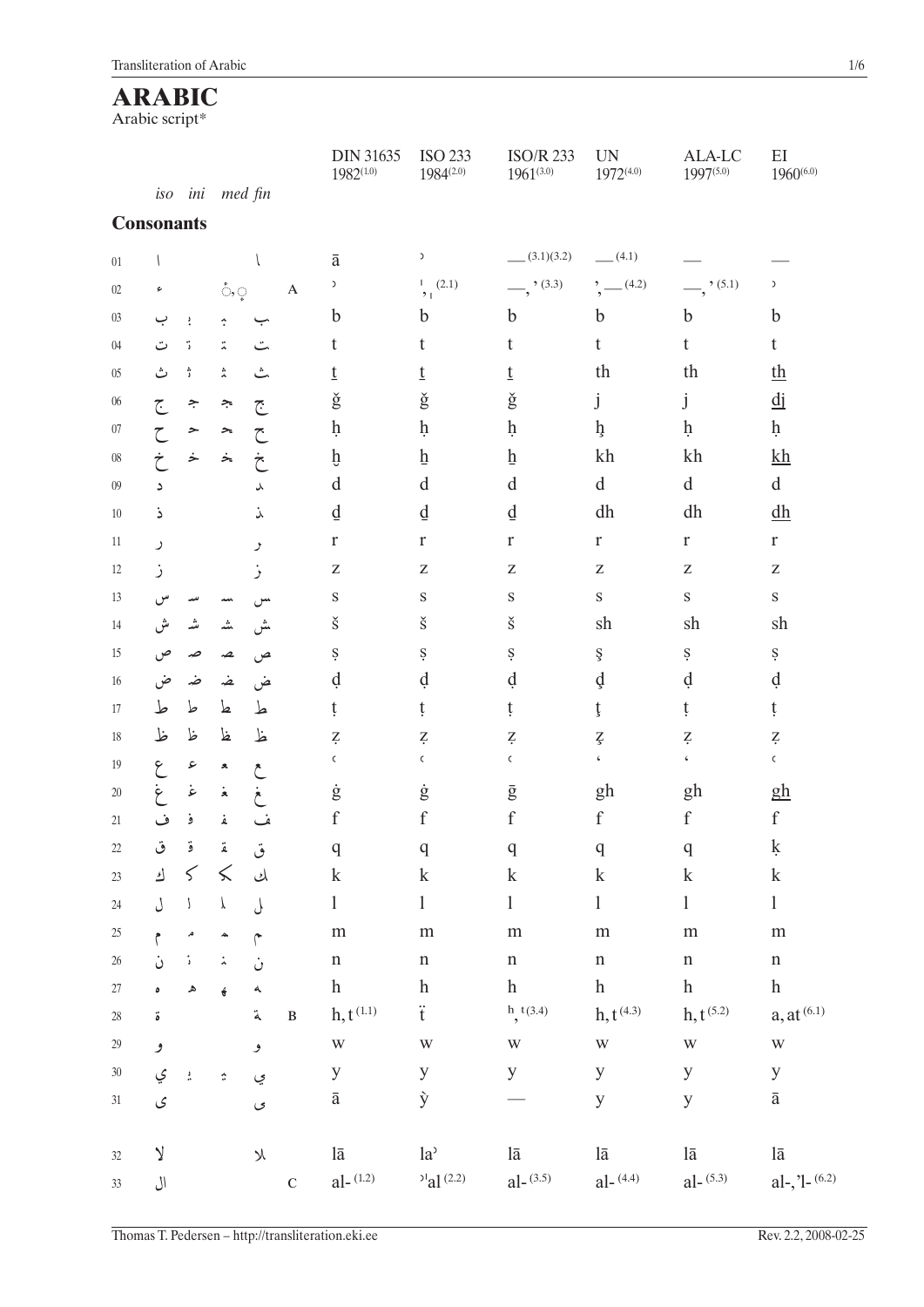# ARABIC

Arabic script*

## Consonants

| | iso | ini | med | fin | | DIN 31635 1982(1.0) | ISO 233 1984(2.0) | ISO/R 233 1961(3.0) | UN 1972(4.0) | ALA-LC 1997(5.0) | EI 1960(6.0) |
|---|---|---|---|---|---|---|---|---|---|---|---|
| 01 | ا | | | ـا | | ā | ʾ | — (3.1)(3.2) | — (4.1) | — | — |
| 02 | ء | | ٔ, ٕ | | A | ʾ | ˈ, ˌ (2.1) | —, ʾ (3.3) | ʾ, — (4.2) | —, ʾ (5.1) | ʾ |
| 03 | ب | بـ | ـبـ | ـب | | b | b | b | b | b | b |
| 04 | ت | تـ | ـتـ | ـت | | t | t | t | t | t | t |
| 05 | ث | ثـ | ـثـ | ـث | | ṯ | ṯ | ṯ | th | th | t͟h |
| 06 | ج | جـ | ـجـ | ـج | | ǧ | ǧ | ǧ | j | j | d͟j |
| 07 | ح | حـ | ـحـ | ـح | | ḥ | ḥ | ḥ | ḩ | ḥ | ḥ |
| 08 | خ | خـ | ـخـ | ـخ | | ḫ | ẖ | ẖ | kh | kh | k͟h |
| 09 | د | | | ـد | | d | d | d | d | d | d |
| 10 | ذ | | | ـذ | | ḏ | ḏ | ḏ | dh | dh | d͟h |
| 11 | ر | | | ـر | | r | r | r | r | r | r |
| 12 | ز | | | ـز | | z | z | z | z | z | z |
| 13 | س | سـ | ـسـ | ـس | | s | s | s | s | s | s |
| 14 | ش | شـ | ـشـ | ـش | | š | š | š | sh | sh | sh |
| 15 | ص | صـ | ـصـ | ـص | | ṣ | ṣ | ṣ | ş | ṣ | ṣ |
| 16 | ض | ضـ | ـضـ | ـض | | ḍ | ḍ | ḍ | ḑ | ḍ | ḍ |
| 17 | ط | طـ | ـطـ | ـط | | ṭ | ṭ | ṭ | ţ | ṭ | ṭ |
| 18 | ظ | ظـ | ـظـ | ـظ | | ẓ | ẓ | ẓ | z̧ | ẓ | ẓ |
| 19 | ع | عـ | ـعـ | ـع | | ʿ | ʿ | ʿ | ʿ | ʿ | ʿ |
| 20 | غ | غـ | ـغـ | ـغ | | ġ | ġ | ḡ | gh | gh | g͟h |
| 21 | ف | فـ | ـفـ | ـف | | f | f | f | f | f | f |
| 22 | ق | قـ | ـقـ | ـق | | q | q | q | q | q | ḳ |
| 23 | ك | كـ | ـكـ | ـك | | k | k | k | k | k | k |
| 24 | ل | لـ | ـلـ | ـل | | l | l | l | l | l | l |
| 25 | م | مـ | ـمـ | ـم | | m | m | m | m | m | m |
| 26 | ن | نـ | ـنـ | ـن | | n | n | n | n | n | n |
| 27 | ه | هـ | ـهـ | ـه | | h | h | h | h | h | h |
| 28 | ة | | | ـة | B | h, t (1.1) | ẗ | h, t (3.4) | h, t (4.3) | h, t (5.2) | a, at (6.1) |
| 29 | و | | | ـو | | w | w | w | w | w | w |
| 30 | ي | يـ | ـيـ | ـي | | y | y | y | y | y | y |
| 31 | ى | | | ـى | | ā | ỳ | — | y | y | ā |
| 32 | لا | | | ـلا | | lā | laʾ | lā | lā | lā | lā |
| 33 | ال | | | | C | al- (1.2) | ʾˈal (2.2) | al- (3.5) | al- (4.4) | al- (5.3) | al-, ʾl- (6.2) |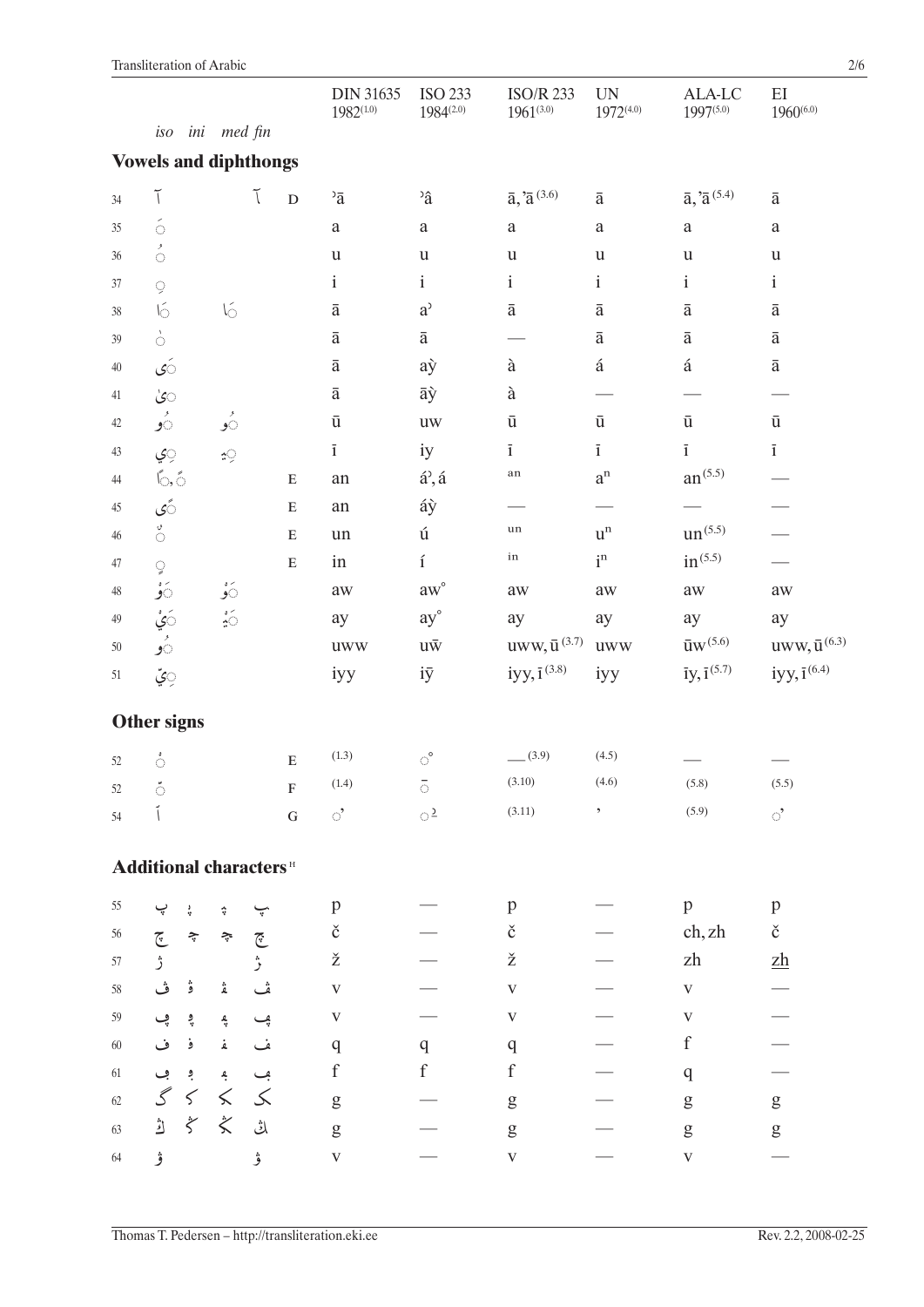| # | iso | ini | med | fin | | DIN 31635 1982(1.0) | ISO 233 1984(2.0) | ISO/R 233 1961(3.0) | UN 1972(4.0) | ALA-LC 1997(5.0) | EI 1960(6.0) |
|---|---|---|---|---|---|---|---|---|---|---|---|
| | **Vowels and diphthongs** | | | | | | | | | | |
| 34 | آ | | | ـآ | D | ʾā | ʾâ | ā, ʾā (3.6) | ā | ā, ʾā (5.4) | ā |
| 35 | ◌َ | | | | | a | a | a | a | a | a |
| 36 | ◌ُ | | | | | u | u | u | u | u | u |
| 37 | ◌ِ | | | | | i | i | i | i | i | i |
| 38 | ◌َا | | | ◌َـا | | ā | aʾ | ā | ā | ā | ā |
| 39 | ◌ٰ | | | | | ā | ā | — | ā | ā | ā |
| 40 | ◌َى | | | | | ā | aỳ | à | á | á | ā |
| 41 | ◌ىٰ | | | | | ā | āỳ | à | — | — | — |
| 42 | ◌ُو | | | ◌ُـو | | ū | uw | ū | ū | ū | ū |
| 43 | ◌ِي | | | ◌ِـي | | ī | iy | ī | ī | ī | ī |
| 44 | ◌ًا, ◌ً | | | | E | an | áʾ, á | an | aⁿ | an (5.5) | — |
| 45 | ◌ًى | | | | E | an | áỳ | — | — | — | — |
| 46 | ◌ٌ | | | | E | un | ú | un | uⁿ | un (5.5) | — |
| 47 | ◌ٍ | | | | E | in | í | in | iⁿ | in (5.5) | — |
| 48 | ◌َوْ | | | ◌َـوْ | | aw | aw° | aw | aw | aw | aw |
| 49 | ◌َيْ | | | ◌َـيْ | | ay | ay° | ay | ay | ay | ay |
| 50 | ◌ُوّ | | | | | uww | uw̄ | uww, ū (3.7) | uww | ūw (5.6) | uww, ū (6.3) |
| 51 | ◌ِيّ | | | | | iyy | iȳ | iyy, ī (3.8) | iyy | īy, ī (5.7) | iyy, ī (6.4) |
| | **Other signs** | | | | | | | | | | |
| 52 | ◌ْ | | | | E | (1.3) | ◌° | — (3.9) | (4.5) | — | — |
| 52 | ◌ّ | | | | F | (1.4) | ◌̄ | (3.10) | (4.6) | (5.8) | (5.5) |
| 54 | ٱ | | | | G | ◌ʾ | ◌̲ | (3.11) | ʾ | (5.9) | ◌ʾ |
| | **Additional characters** [H] | | | | | | | | | | |
| 55 | پ | پـ | ـپـ | ـپ | | p | — | p | — | p | p |
| 56 | چ | چـ | ـچـ | ـچ | | č | — | č | — | ch, zh | č |
| 57 | ژ | | | ـژ | | ž | — | ž | — | zh | <u>zh</u> |
| 58 | ڤ | ڤـ | ـڤـ | ـڤ | | v | — | v | — | v | — |
| 59 | ڥ | ڥـ | ـڥـ | ـڥ | | v | — | v | — | v | — |
| 60 | ڧ | ڧـ | ـڧـ | ـڧ | | q | q | q | — | f | — |
| 61 | ڢ | ڢـ | ـڢـ | ـڢ | | f | f | f | — | q | — |
| 62 | گ | گـ | ـگـ | ـگ | | g | — | g | — | g | g |
| 63 | ڭ | ڭـ | ـڭـ | ـڭ | | g | — | g | — | g | g |
| 64 | ۋ | | | ـۋ | | v | — | v | — | v | — |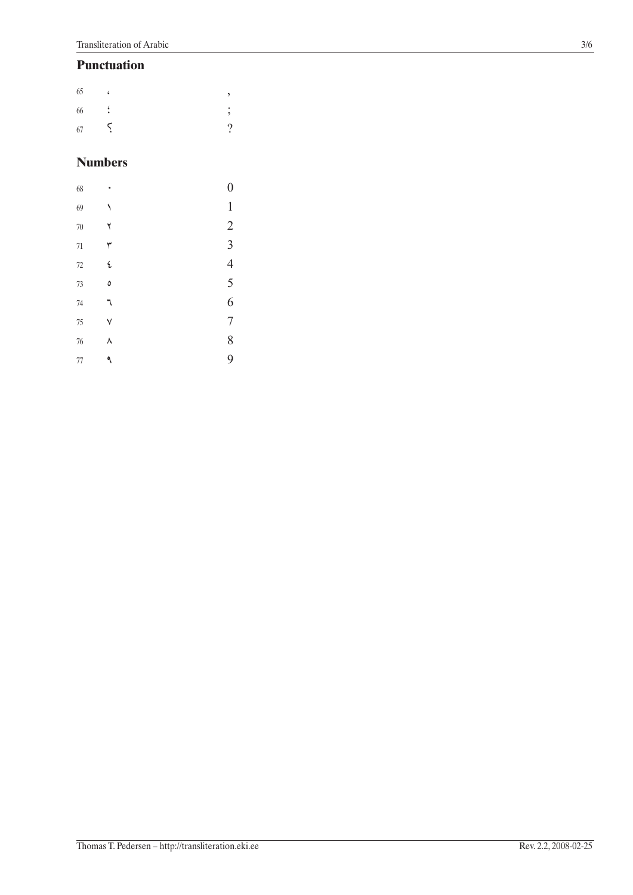## Punctuation

| | | |
|---|---|---|
| 65 | ، | , |
| 66 | ؛ | ; |
| 67 | ؟ | ? |

## Numbers

| | | |
|---|---|---|
| 68 | ٠ | 0 |
| 69 | ١ | 1 |
| 70 | ٢ | 2 |
| 71 | ٣ | 3 |
| 72 | ٤ | 4 |
| 73 | ٥ | 5 |
| 74 | ٦ | 6 |
| 75 | ٧ | 7 |
| 76 | ٨ | 8 |
| 77 | ٩ | 9 |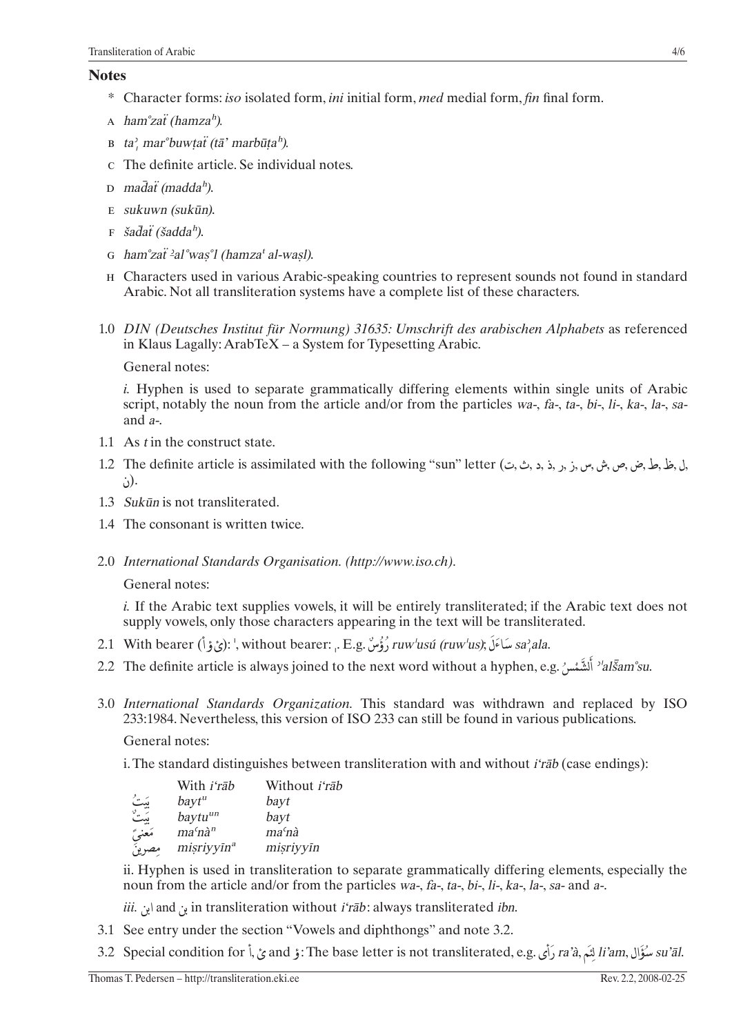## Notes

- \* Character forms: *iso* isolated form, *ini* initial form, *med* medial form, *fin* final form.
- A *ham°zaẗ (hamzaʰ).*
- B *taʾ̧ mar°buwṭaẗ (tāʾ marbūṭaʰ).*
- C The definite article. Se individual notes.
- D *maḏaẗ (maddaʰ).*
- E *sukuwn (sukūn).*
- F *šaḏaẗ (šaddaʰ).*
- G *ham°zaẗ ʾal°waṣ°l (hamzaᵗ al-waṣl).*
- H Characters used in various Arabic-speaking countries to represent sounds not found in standard Arabic. Not all transliteration systems have a complete list of these characters.

1.0 *DIN (Deutsches Institut für Normung) 31635: Umschrift des arabischen Alphabets* as referenced in Klaus Lagally: ArabTeX – a System for Typesetting Arabic.

General notes:

*i.* Hyphen is used to separate grammatically differing elements within single units of Arabic script, notably the noun from the article and/or from the particles *wa-*, *fa-*, *ta-*, *bi-*, *li-*, *ka-*, *la-*, *sa-* and *a-*.

1.1 As *t* in the construct state.

1.2 The definite article is assimilated with the following "sun" letter (ت, ث, د, ذ, ر, ز, س, ش, ص, ض, ط, ظ, ل, ن).

1.3 *Sukūn* is not transliterated.

1.4 The consonant is written twice.

2.0 *International Standards Organisation. (http://www.iso.ch).*

General notes:

*i.* If the Arabic text supplies vowels, it will be entirely transliterated; if the Arabic text does not supply vowels, only those characters appearing in the text will be transliterated.

2.1 With bearer (أ ؤ ئ): ', without bearer: ̦. E.g. رُؤُسٌ *ruw'usú (ruw'us)*; سَاءَلَ *saʾ̧ala.*

2.2 The definite article is always joined to the next word without a hyphen, e.g. أَلشَّمسُ *ʾʾalšˇam°su.*

3.0 *International Standards Organization.* This standard was withdrawn and replaced by ISO 233:1984. Nevertheless, this version of ISO 233 can still be found in various publications.

General notes:

i. The standard distinguishes between transliteration with and without *iʿrāb* (case endings):

| | With *iʿrāb* | Without *iʿrāb* |
|---|---|---|
| بَيتُ | *baytᵘ* | *bayt* |
| بَيتٌ | *baytuᵘⁿ* | *bayt* |
| مَعنىً | *maʿnàⁿ* | *maʿnà* |
| مِصريِنَ | *miṣriyyīnᵃ* | *miṣriyyīn* |

ii. Hyphen is used in transliteration to separate grammatically differing elements, especially the noun from the article and/or from the particles *wa-*, *fa-*, *ta-*, *bi-*, *li-*, *ka-*, *la-*, *sa-* and *a-*.

*iii.* ابن and بن in transliteration without *iʿrāb*: always transliterated *ibn*.

3.1 See entry under the section "Vowels and diphthongs" and note 3.2.

3.2 Special condition for أ, ئ and ؤ: The base letter is not transliterated, e.g. رَأى *ra'à*, لِئَم *li'am*, سُؤَال *su'āl*.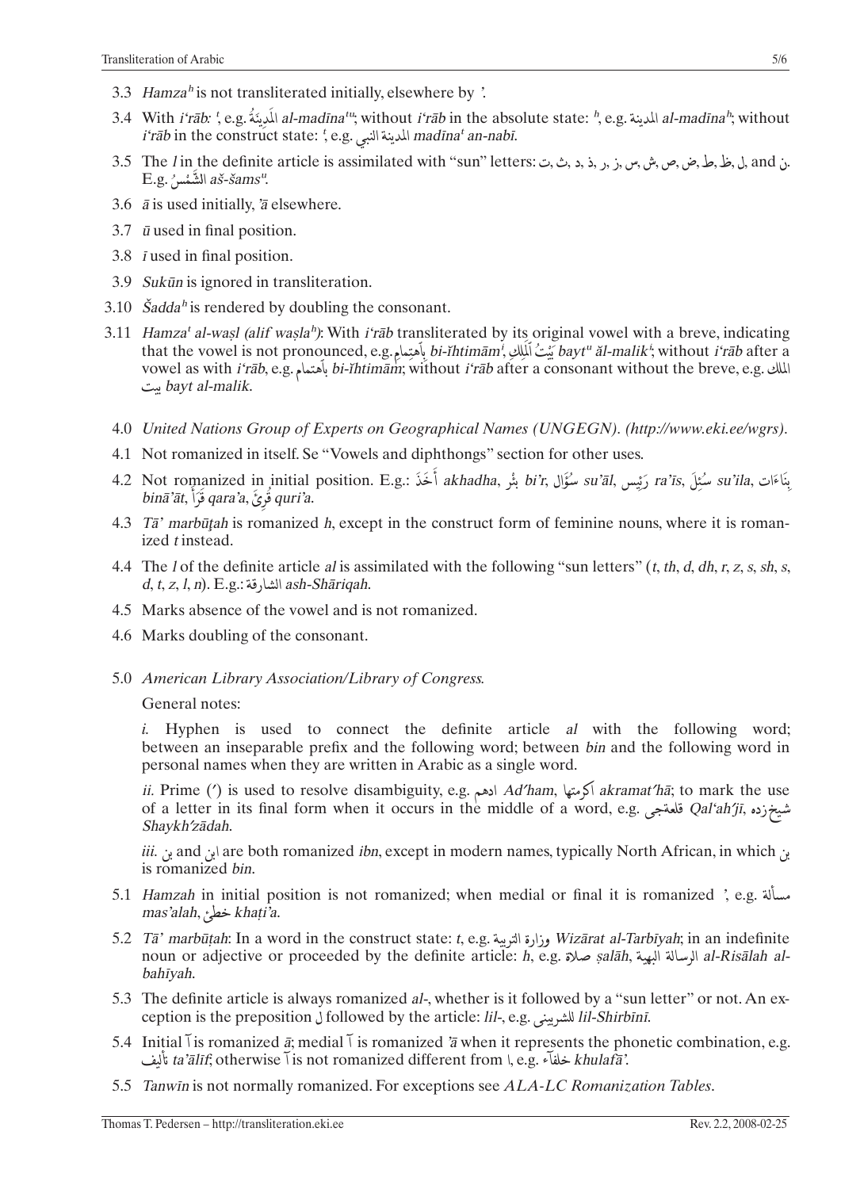3.3 *Hamza*^h is not transliterated initially, elsewhere by *ʾ*.

3.4 With *iʿrāb*: *ᵗ*, e.g. الْمَدِينَةُ *al-madīna*^tu; without *iʿrāb* in the absolute state: *ʰ*, e.g. المدينة *al-madīna*^h; without *iʿrāb* in the construct state: *ᵗ*, e.g. مدينة النبي *madīna*^t *an-nabī*.

3.5 The *l* in the definite article is assimilated with "sun" letters: ت, ث, د, ذ, ر, ز, س, ش, ص, ض, ط, ظ, ل, and ن. E.g. الشَّمْسُ *aš-šams*^u.

3.6 *ā* is used initially, *ʾā* elsewhere.

3.7 *ū* used in final position.

3.8 *ī* used in final position.

3.9 *Sukūn* is ignored in transliteration.

3.10 *Šadda*^h is rendered by doubling the consonant.

3.11 *Hamza*^t *al-waṣl (alif waṣla*^h*)*: With *iʿrāb* transliterated by its original vowel with a breve, indicating that the vowel is not pronounced, e.g. بِاٱهتِمامٍ *bi-ĭhtimām*ⁱ, بَيْتُ ٱلْمَلِكِ *bayt*^u *ăl-malik*ⁱ; without *iʿrāb* after a vowel as with *iʿrāb*, e.g. باهتمام *bi-ĭhtimām*; without *iʿrāb* after a consonant without the breve, e.g. بيت الملك *bayt al-malik*.

4.0 *United Nations Group of Experts on Geographical Names (UNGEGN). (http://www.eki.ee/wgrs).*

4.1 Not romanized in itself. Se "Vowels and diphthongs" section for other uses.

4.2 Not romanized in initial position. E.g.: أَخَذَ *akhadha*, بِئْر *biʾr*, سُؤَال *suʾāl*, رَئِيس *raʾīs*, سُئِلَ *suʾila*, بِنَاءَات *bināʾāt*, قَرَأَ *qaraʾa*, قُرِئَ *quriʾa*.

4.3 *Tāʾ marbūṭah* is romanized *h*, except in the construct form of feminine nouns, where it is romanized *t* instead.

4.4 The *l* of the definite article *al* is assimilated with the following "sun letters" (*t*, *th*, *d*, *dh*, *r*, *z*, *s*, *sh*, *s*, *d*, *t*, *z*, *l*, *n*). E.g.: الشارقة *ash-Shāriqah*.

4.5 Marks absence of the vowel and is not romanized.

4.6 Marks doubling of the consonant.

5.0 *American Library Association/Library of Congress.*

General notes:

*i.* Hyphen is used to connect the definite article *al* with the following word; between an inseparable prefix and the following word; between *bin* and the following word in personal names when they are written in Arabic as a single word.

*ii.* Prime (ʹ) is used to resolve disambiguity, e.g. ادهم *Adʹham*, اكرمتها *akramatʹhā*; to mark the use of a letter in its final form when it occurs in the middle of a word, e.g. قلعهجى *Qalʿahʹjī*, شيخزده *Shaykhʹzādah*.

*iii.* بن and ابن are both romanized *ibn*, except in modern names, typically North African, in which بن is romanized *bin*.

5.1 *Hamzah* in initial position is not romanized; when medial or final it is romanized *ʾ*, e.g. مسألة *masʾalah*, خطئ *khaṭiʾa*.

5.2 *Tāʾ marbūṭah*: In a word in the construct state: *t*, e.g. وزارة التربية *Wizārat al-Tarbīyah*; in an indefinite noun or adjective or proceeded by the definite article: *h*, e.g. صلاة *ṣalāh*, الرسالة البهية *al-Risālah al-bahīyah*.

5.3 The definite article is always romanized *al-*, whether is it followed by a "sun letter" or not. An exception is the preposition ل followed by the article: *lil-*, e.g. للشربينى *lil-Shirbīnī*.

5.4 Initial آ is romanized *ā*; medial آ is romanized *ʾā* when it represents the phonetic combination, e.g. تآليف *taʾālīf*; otherwise آ is not romanized different from ا, e.g. خلفآء *khulafāʾ*.

5.5 *Tanwīn* is not normally romanized. For exceptions see *ALA-LC Romanization Tables*.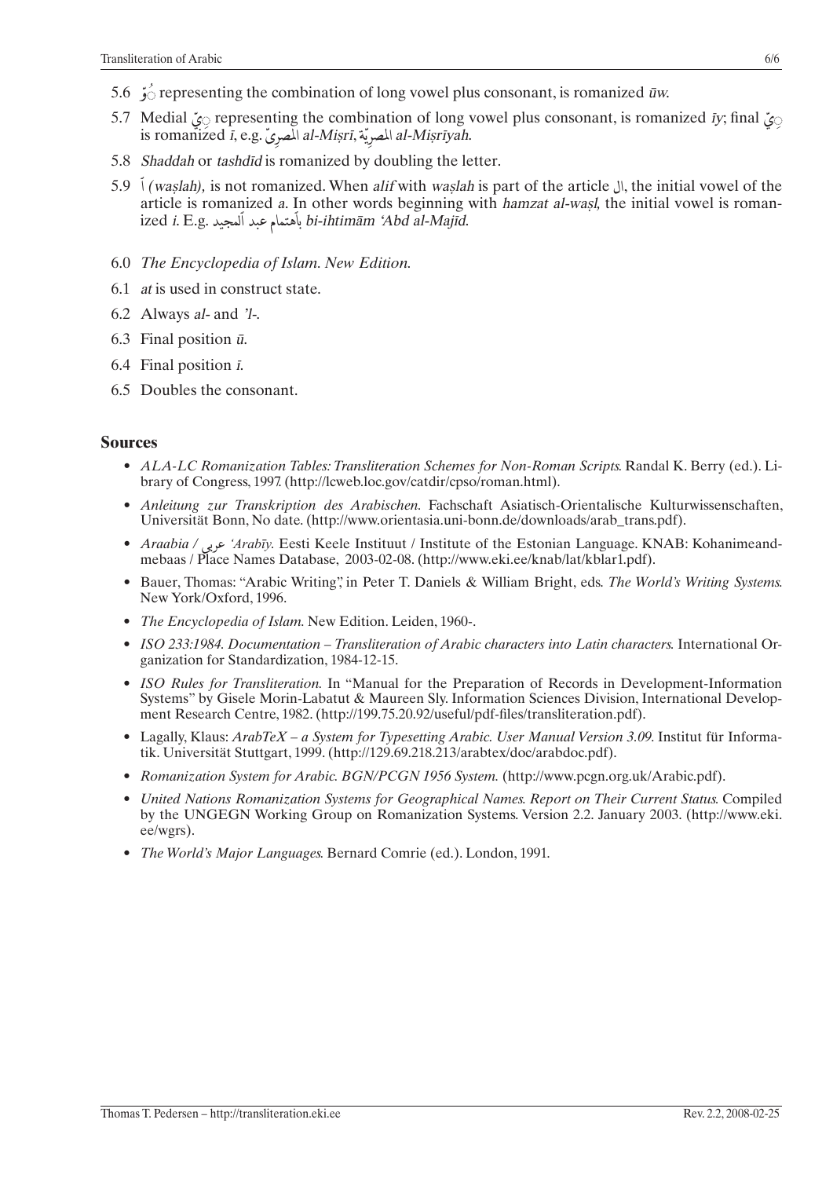5.6 ـُوّ representing the combination of long vowel plus consonant, is romanized *ūw*.

5.7 Medial ـِيّ representing the combination of long vowel plus consonant, is romanized *īy*; final ـِيّ is romanized *ī*, e.g. المصرِيّ *al-Miṣrī*, المصريّة *al-Miṣrīyah*.

5.8 *Shaddah* or *tashdīd* is romanized by doubling the letter.

5.9 ٱ *(waṣlah),* is not romanized. When *alif* with *waṣlah* is part of the article ال, the initial vowel of the article is romanized *a*. In other words beginning with *hamzat al-waṣl,* the initial vowel is romanized *i*. E.g. بٱهتمام عبد ٱلمجيد *bi-ihtimām ʻAbd al-Majīd*.

6.0 *The Encyclopedia of Islam. New Edition.*

6.1 *at* is used in construct state.

6.2 Always *al-* and *'l-*.

6.3 Final position *ū*.

6.4 Final position *ī*.

6.5 Doubles the consonant.

## Sources

- *ALA-LC Romanization Tables: Transliteration Schemes for Non-Roman Scripts.* Randal K. Berry (ed.). Library of Congress, 1997. (http://lcweb.loc.gov/catdir/cpso/roman.html).
- *Anleitung zur Transkription des Arabischen.* Fachschaft Asiatisch-Orientalische Kulturwissenschaften, Universität Bonn, No date. (http://www.orientasia.uni-bonn.de/downloads/arab_trans.pdf).
- *Araabia /* عربي *ʻArabīy.* Eesti Keele Instituut / Institute of the Estonian Language. KNAB: Kohanimeandmebaas / Place Names Database, 2003-02-08. (http://www.eki.ee/knab/lat/kblar1.pdf).
- Bauer, Thomas: "Arabic Writing", in Peter T. Daniels & William Bright, eds. *The World's Writing Systems.* New York/Oxford, 1996.
- *The Encyclopedia of Islam.* New Edition. Leiden, 1960-.
- *ISO 233:1984. Documentation – Transliteration of Arabic characters into Latin characters.* International Organization for Standardization, 1984-12-15.
- *ISO Rules for Transliteration.* In "Manual for the Preparation of Records in Development-Information Systems" by Gisele Morin-Labatut & Maureen Sly. Information Sciences Division, International Development Research Centre, 1982. (http://199.75.20.92/useful/pdf-files/transliteration.pdf).
- Lagally, Klaus: *ArabTeX – a System for Typesetting Arabic. User Manual Version 3.09.* Institut für Informatik. Universität Stuttgart, 1999. (http://129.69.218.213/arabtex/doc/arabdoc.pdf).
- *Romanization System for Arabic. BGN/PCGN 1956 System.* (http://www.pcgn.org.uk/Arabic.pdf).
- *United Nations Romanization Systems for Geographical Names. Report on Their Current Status.* Compiled by the UNGEGN Working Group on Romanization Systems. Version 2.2. January 2003. (http://www.eki.ee/wgrs).
- *The World's Major Languages.* Bernard Comrie (ed.). London, 1991.